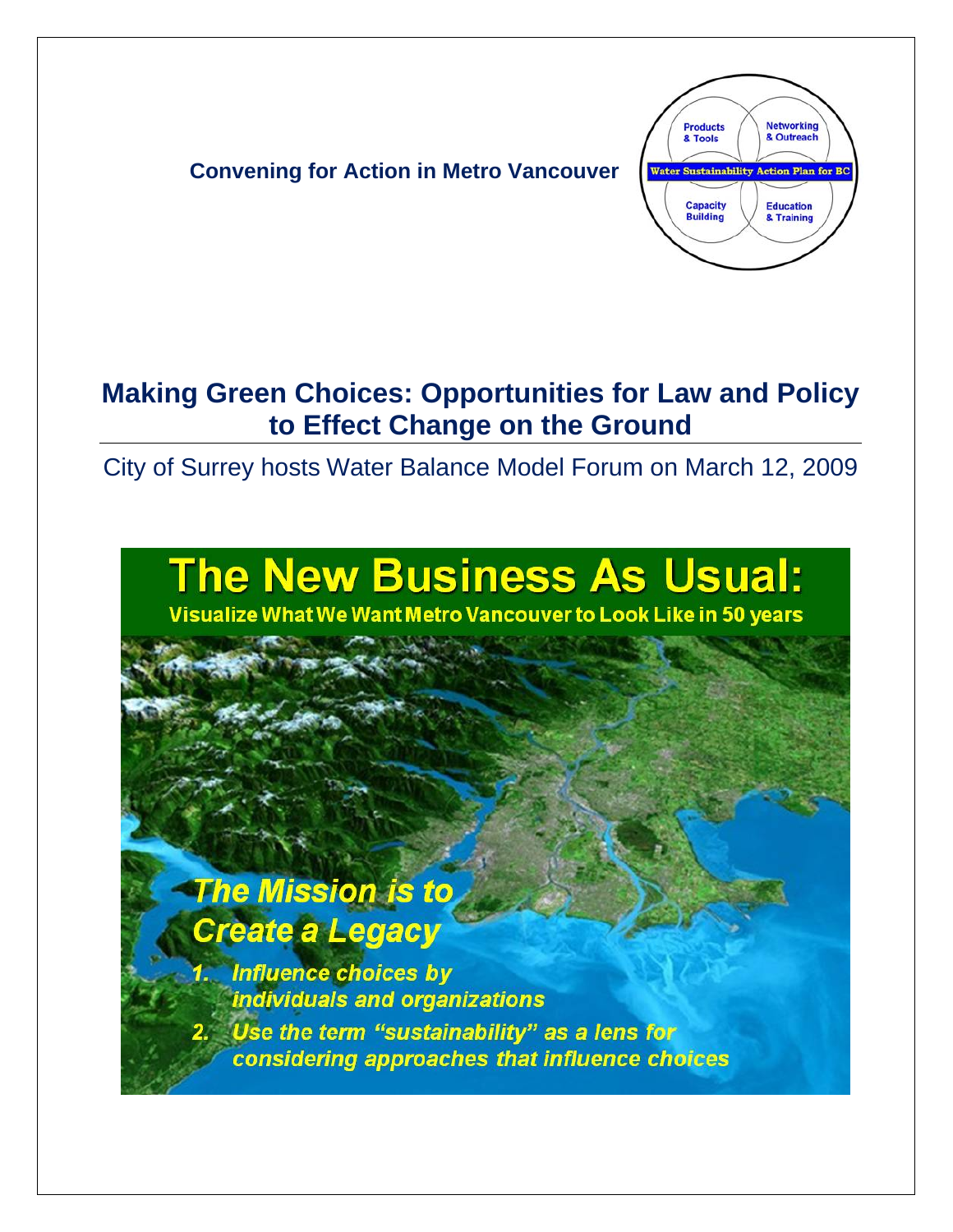**Convening for Action in Metro Vancouver**

Products & Tools | Networking & Outreach | Water Sustainability Action Plan for BC | Capacity Building | Education & Training

# Making Green Choices: Opportunities for Law and Policy to Effect Change on the Ground

City of Surrey hosts Water Balance Model Forum on March 12, 2009

## The New Business As Usual:

**Visualize What We Want Metro Vancouver to Look Like in 50 years**

***The Mission is to Create a Legacy***

1. *Influence choices by individuals and organizations*
2. *Use the term "sustainability" as a lens for considering approaches that influence choices*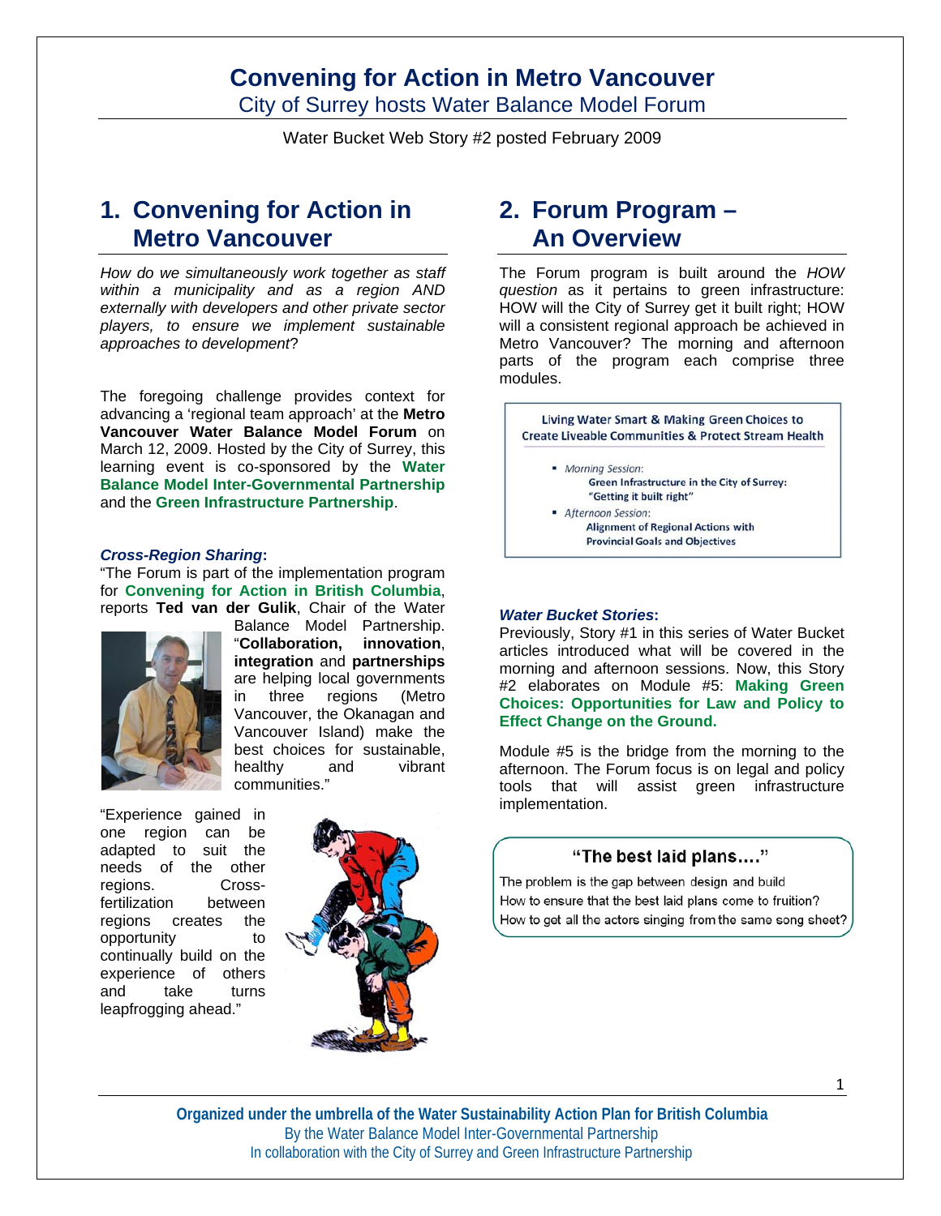# Convening for Action in Metro Vancouver

City of Surrey hosts Water Balance Model Forum

Water Bucket Web Story #2 posted February 2009

## 1. Convening for Action in Metro Vancouver

*How do we simultaneously work together as staff within a municipality and as a region AND externally with developers and other private sector players, to ensure we implement sustainable approaches to development*?

The foregoing challenge provides context for advancing a 'regional team approach' at the **Metro Vancouver Water Balance Model Forum** on March 12, 2009. Hosted by the City of Surrey, this learning event is co-sponsored by the **Water Balance Model Inter-Governmental Partnership** and the **Green Infrastructure Partnership**.

***Cross-Region Sharing*:**

"The Forum is part of the implementation program for **Convening for Action in British Columbia**, reports **Ted van der Gulik**, Chair of the Water Balance Model Partnership. "**Collaboration, innovation, integration** and **partnerships** are helping local governments in three regions (Metro Vancouver, the Okanagan and Vancouver Island) make the best choices for sustainable, healthy and vibrant communities."

"Experience gained in one region can be adapted to suit the needs of the other regions. Cross-fertilization between regions creates the opportunity to continually build on the experience of others and take turns leapfrogging ahead."

## 2. Forum Program – An Overview

The Forum program is built around the *HOW question* as it pertains to green infrastructure: HOW will the City of Surrey get it built right; HOW will a consistent regional approach be achieved in Metro Vancouver? The morning and afternoon parts of the program each comprise three modules.

Living Water Smart & Making Green Choices to Create Liveable Communities & Protect Stream Health

- *Morning Session*:
  Green Infrastructure in the City of Surrey: "Getting it built right"
- *Afternoon Session*:
  Alignment of Regional Actions with Provincial Goals and Objectives

***Water Bucket Stories*:**

Previously, Story #1 in this series of Water Bucket articles introduced what will be covered in the morning and afternoon sessions. Now, this Story #2 elaborates on Module #5: **Making Green Choices: Opportunities for Law and Policy to Effect Change on the Ground.**

Module #5 is the bridge from the morning to the afternoon. The Forum focus is on legal and policy tools that will assist green infrastructure implementation.

**"The best laid plans…."**

The problem is the gap between design and build
How to ensure that the best laid plans come to fruition?
How to get all the actors singing from the same song sheet?

**Organized under the umbrella of the Water Sustainability Action Plan for British Columbia**
By the Water Balance Model Inter-Governmental Partnership
In collaboration with the City of Surrey and Green Infrastructure Partnership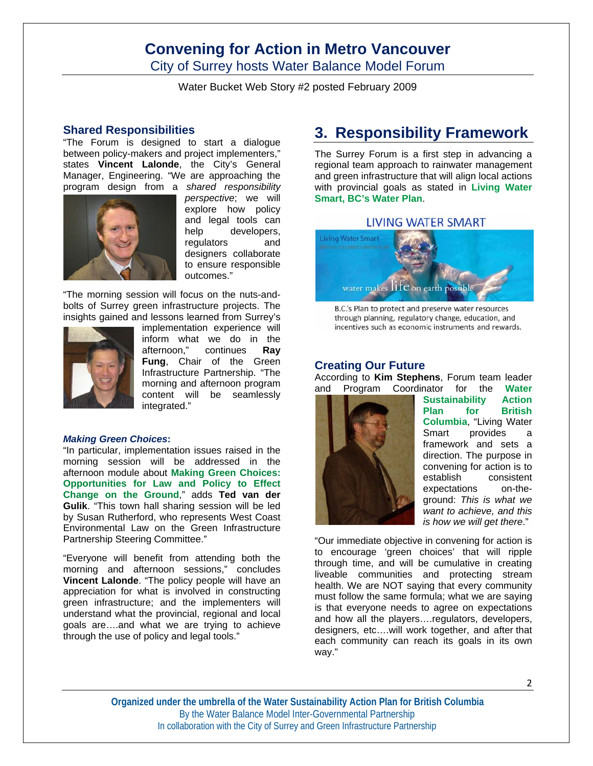# Convening for Action in Metro Vancouver

City of Surrey hosts Water Balance Model Forum

Water Bucket Web Story #2 posted February 2009

### Shared Responsibilities

"The Forum is designed to start a dialogue between policy-makers and project implementers," states **Vincent Lalonde**, the City's General Manager, Engineering. "We are approaching the program design from a *shared responsibility perspective*; we will explore how policy and legal tools can help developers, regulators and designers collaborate to ensure responsible outcomes."

"The morning session will focus on the nuts-and-bolts of Surrey green infrastructure projects. The insights gained and lessons learned from Surrey's implementation experience will inform what we do in the afternoon," continues **Ray Fung**, Chair of the Green Infrastructure Partnership. "The morning and afternoon program content will be seamlessly integrated."

#### *Making Green Choices*:

"In particular, implementation issues raised in the morning session will be addressed in the afternoon module about **Making Green Choices: Opportunities for Law and Policy to Effect Change on the Ground**," adds **Ted van der Gulik**. "This town hall sharing session will be led by Susan Rutherford, who represents West Coast Environmental Law on the Green Infrastructure Partnership Steering Committee."

"Everyone will benefit from attending both the morning and afternoon sessions," concludes **Vincent Lalonde**. "The policy people will have an appreciation for what is involved in constructing green infrastructure; and the implementers will understand what the provincial, regional and local goals are….and what we are trying to achieve through the use of policy and legal tools."

## 3. Responsibility Framework

The Surrey Forum is a first step in advancing a regional team approach to rainwater management and green infrastructure that will align local actions with provincial goals as stated in **Living Water Smart, BC's Water Plan**.

LIVING WATER SMART

B.C.'s Plan to protect and preserve water resources through planning, regulatory change, education, and incentives such as economic instruments and rewards.

### Creating Our Future

According to **Kim Stephens**, Forum team leader and Program Coordinator for the **Water Sustainability Action Plan for British Columbia**, "Living Water Smart provides a framework and sets a direction. The purpose in convening for action is to establish consistent expectations on-the-ground: *This is what we want to achieve, and this is how we will get there*."

"Our immediate objective in convening for action is to encourage 'green choices' that will ripple through time, and will be cumulative in creating liveable communities and protecting stream health. We are NOT saying that every community must follow the same formula; what we are saying is that everyone needs to agree on expectations and how all the players….regulators, developers, designers, etc….will work together, and after that each community can reach its goals in its own way."

**Organized under the umbrella of the Water Sustainability Action Plan for British Columbia**
By the Water Balance Model Inter-Governmental Partnership
In collaboration with the City of Surrey and Green Infrastructure Partnership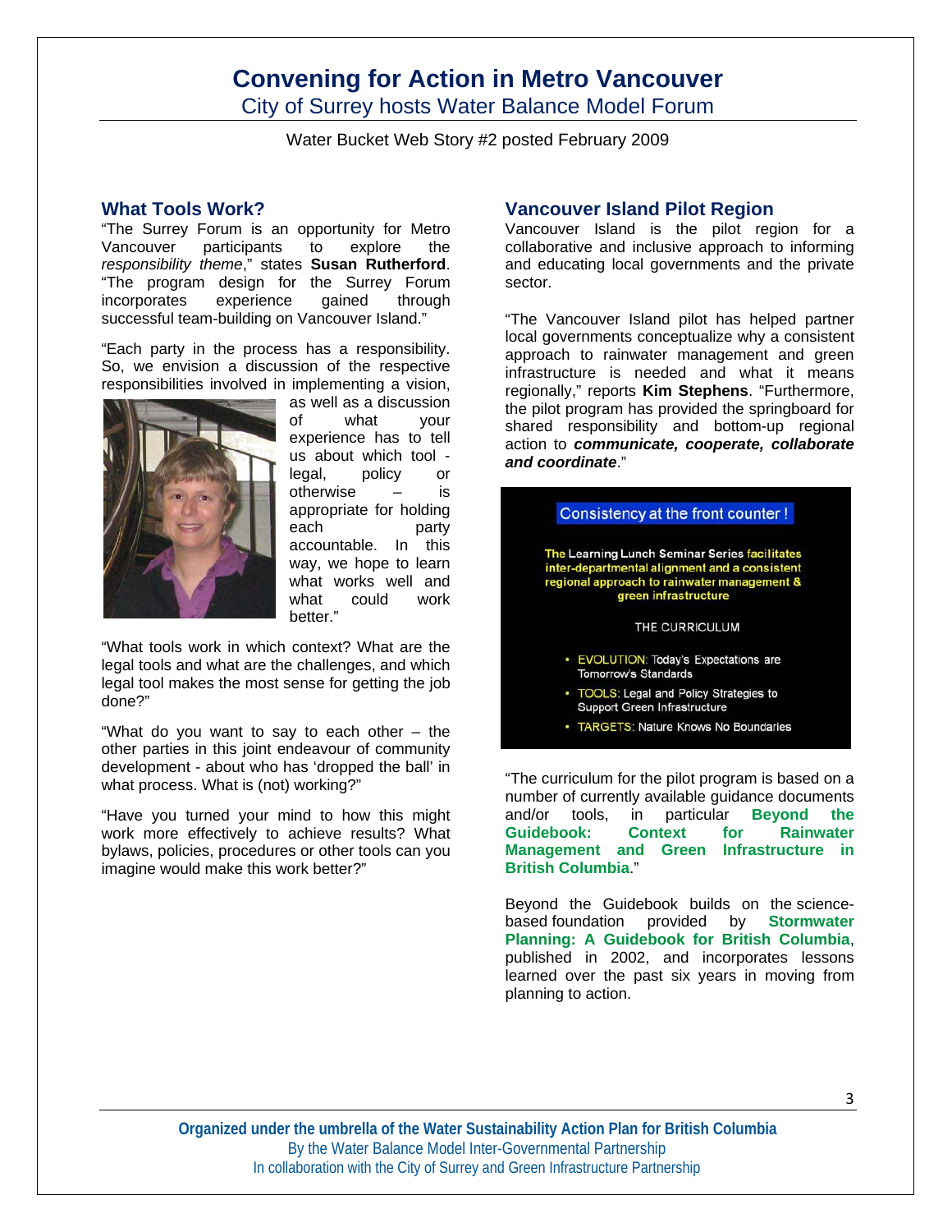# Convening for Action in Metro Vancouver

City of Surrey hosts Water Balance Model Forum

Water Bucket Web Story #2 posted February 2009

## What Tools Work?

"The Surrey Forum is an opportunity for Metro Vancouver participants to explore the *responsibility theme*," states **Susan Rutherford**. "The program design for the Surrey Forum incorporates experience gained through successful team-building on Vancouver Island."

"Each party in the process has a responsibility. So, we envision a discussion of the respective responsibilities involved in implementing a vision, as well as a discussion of what your experience has to tell us about which tool - legal, policy or otherwise – is appropriate for holding each party accountable. In this way, we hope to learn what works well and what could work better."

"What tools work in which context? What are the legal tools and what are the challenges, and which legal tool makes the most sense for getting the job done?"

"What do you want to say to each other – the other parties in this joint endeavour of community development - about who has 'dropped the ball' in what process. What is (not) working?"

"Have you turned your mind to how this might work more effectively to achieve results? What bylaws, policies, procedures or other tools can you imagine would make this work better?"

## Vancouver Island Pilot Region

Vancouver Island is the pilot region for a collaborative and inclusive approach to informing and educating local governments and the private sector.

"The Vancouver Island pilot has helped partner local governments conceptualize why a consistent approach to rainwater management and green infrastructure is needed and what it means regionally," reports **Kim Stephens**. "Furthermore, the pilot program has provided the springboard for shared responsibility and bottom-up regional action to ***communicate, cooperate, collaborate and coordinate***."

Consistency at the front counter !

The Learning Lunch Seminar Series facilitates inter-departmental alignment and a consistent regional approach to rainwater management & green infrastructure

THE CURRICULUM

- EVOLUTION: Today's Expectations are Tomorrow's Standards
- TOOLS: Legal and Policy Strategies to Support Green Infrastructure
- TARGETS: Nature Knows No Boundaries

"The curriculum for the pilot program is based on a number of currently available guidance documents and/or tools, in particular **Beyond the Guidebook: Context for Rainwater Management and Green Infrastructure in British Columbia**."

Beyond the Guidebook builds on the science-based foundation provided by **Stormwater Planning: A Guidebook for British Columbia**, published in 2002, and incorporates lessons learned over the past six years in moving from planning to action.

**Organized under the umbrella of the Water Sustainability Action Plan for British Columbia**
By the Water Balance Model Inter-Governmental Partnership
In collaboration with the City of Surrey and Green Infrastructure Partnership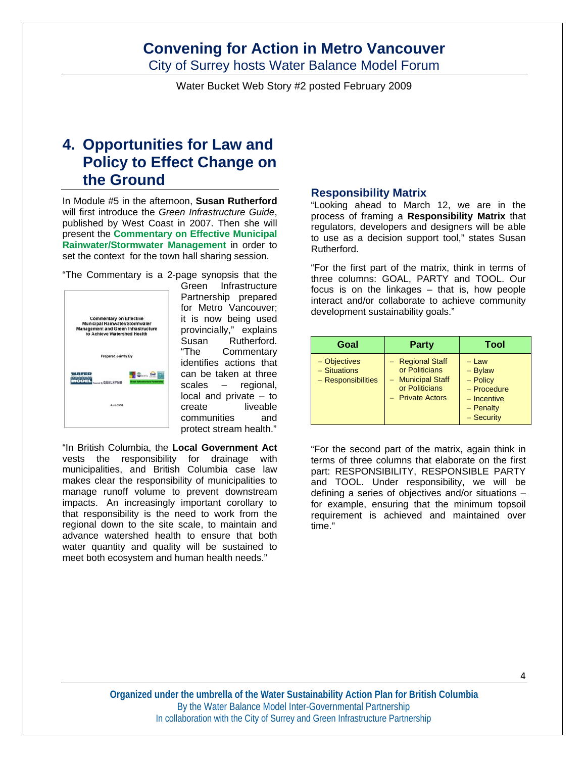# 4. Opportunities for Law and Policy to Effect Change on the Ground

In Module #5 in the afternoon, **Susan Rutherford** will first introduce the *Green Infrastructure Guide*, published by West Coast in 2007. Then she will present the **Commentary on Effective Municipal Rainwater/Stormwater Management** in order to set the context for the town hall sharing session.

"The Commentary is a 2-page synopsis that the Green Infrastructure Partnership prepared for Metro Vancouver; it is now being used provincially," explains Susan Rutherford. "The Commentary identifies actions that can be taken at three scales – regional, local and private – to create liveable communities and protect stream health."

"In British Columbia, the **Local Government Act** vests the responsibility for drainage with municipalities, and British Columbia case law makes clear the responsibility of municipalities to manage runoff volume to prevent downstream impacts. An increasingly important corollary to that responsibility is the need to work from the regional down to the site scale, to maintain and advance watershed health to ensure that both water quantity and quality will be sustained to meet both ecosystem and human health needs."

### Responsibility Matrix

"Looking ahead to March 12, we are in the process of framing a **Responsibility Matrix** that regulators, developers and designers will be able to use as a decision support tool," states Susan Rutherford.

"For the first part of the matrix, think in terms of three columns: GOAL, PARTY and TOOL. Our focus is on the linkages – that is, how people interact and/or collaborate to achieve community development sustainability goals."

| Goal | Party | Tool |
|---|---|---|
| – Objectives<br>– Situations<br>– Responsibilities | – Regional Staff or Politicians<br>– Municipal Staff or Politicians<br>– Private Actors | – Law<br>– Bylaw<br>– Policy<br>– Procedure<br>– Incentive<br>– Penalty<br>– Security |

"For the second part of the matrix, again think in terms of three columns that elaborate on the first part: RESPONSIBILITY, RESPONSIBLE PARTY and TOOL. Under responsibility, we will be defining a series of objectives and/or situations – for example, ensuring that the minimum topsoil requirement is achieved and maintained over time."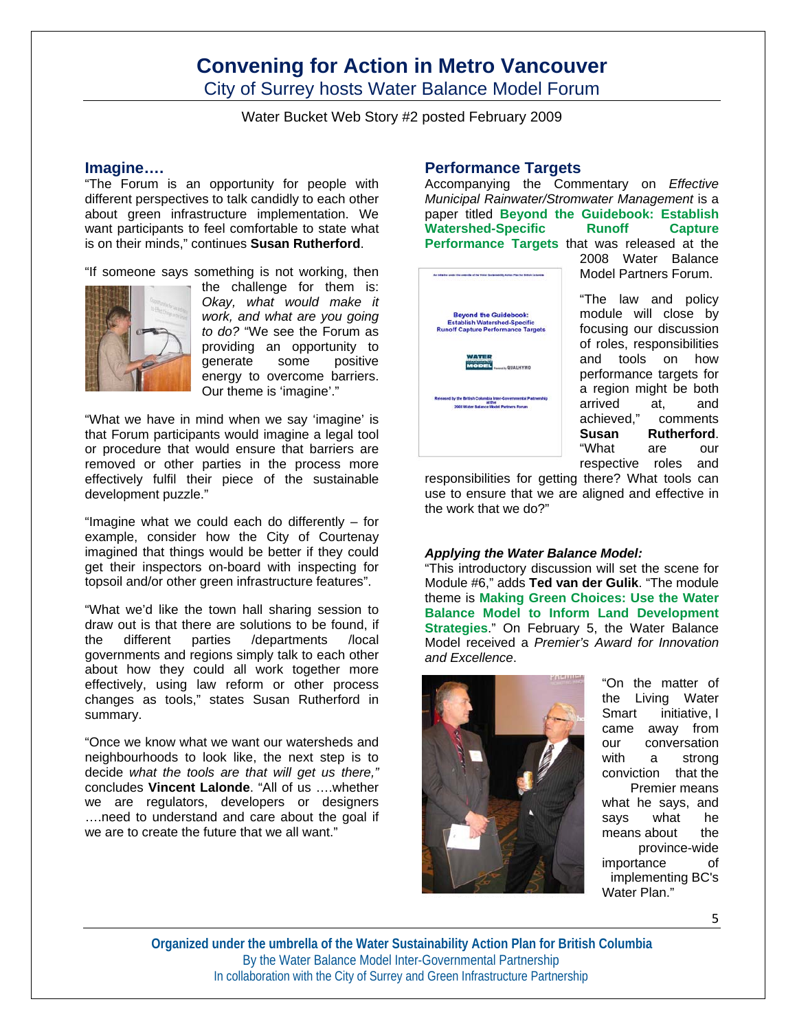## Convening for Action in Metro Vancouver

City of Surrey hosts Water Balance Model Forum

Water Bucket Web Story #2 posted February 2009

### Imagine….

"The Forum is an opportunity for people with different perspectives to talk candidly to each other about green infrastructure implementation. We want participants to feel comfortable to state what is on their minds," continues **Susan Rutherford**.

"If someone says something is not working, then the challenge for them is: *Okay, what would make it work, and what are you going to do?* "We see the Forum as providing an opportunity to generate some positive energy to overcome barriers. Our theme is 'imagine'."

"What we have in mind when we say 'imagine' is that Forum participants would imagine a legal tool or procedure that would ensure that barriers are removed or other parties in the process more effectively fulfil their piece of the sustainable development puzzle."

"Imagine what we could each do differently – for example, consider how the City of Courtenay imagined that things would be better if they could get their inspectors on-board with inspecting for topsoil and/or other green infrastructure features".

"What we'd like the town hall sharing session to draw out is that there are solutions to be found, if the different parties /departments /local governments and regions simply talk to each other about how they could all work together more effectively, using law reform or other process changes as tools," states Susan Rutherford in summary.

"Once we know what we want our watersheds and neighbourhoods to look like, the next step is to decide *what the tools are that will get us there,"* concludes **Vincent Lalonde**. "All of us ….whether we are regulators, developers or designers ….need to understand and care about the goal if we are to create the future that we all want."

### Performance Targets

Accompanying the Commentary on *Effective Municipal Rainwater/Stromwater Management* is a paper titled **Beyond the Guidebook: Establish Watershed-Specific Runoff Capture Performance Targets** that was released at the 2008 Water Balance Model Partners Forum.

"The law and policy module will close by focusing our discussion of roles, responsibilities and tools on how performance targets for a region might be both arrived at, and achieved," comments **Susan Rutherford**. "What are our respective roles and responsibilities for getting there? What tools can use to ensure that we are aligned and effective in the work that we do?"

#### *Applying the Water Balance Model:*

"This introductory discussion will set the scene for Module #6," adds **Ted van der Gulik**. "The module theme is **Making Green Choices: Use the Water Balance Model to Inform Land Development Strategies**." On February 5, the Water Balance Model received a *Premier's Award for Innovation and Excellence*.

"On the matter of the Living Water Smart initiative, I came away from our conversation with a strong conviction that the Premier means what he says, and says what he means about the province-wide importance of implementing BC's Water Plan."

**Organized under the umbrella of the Water Sustainability Action Plan for British Columbia**
By the Water Balance Model Inter-Governmental Partnership
In collaboration with the City of Surrey and Green Infrastructure Partnership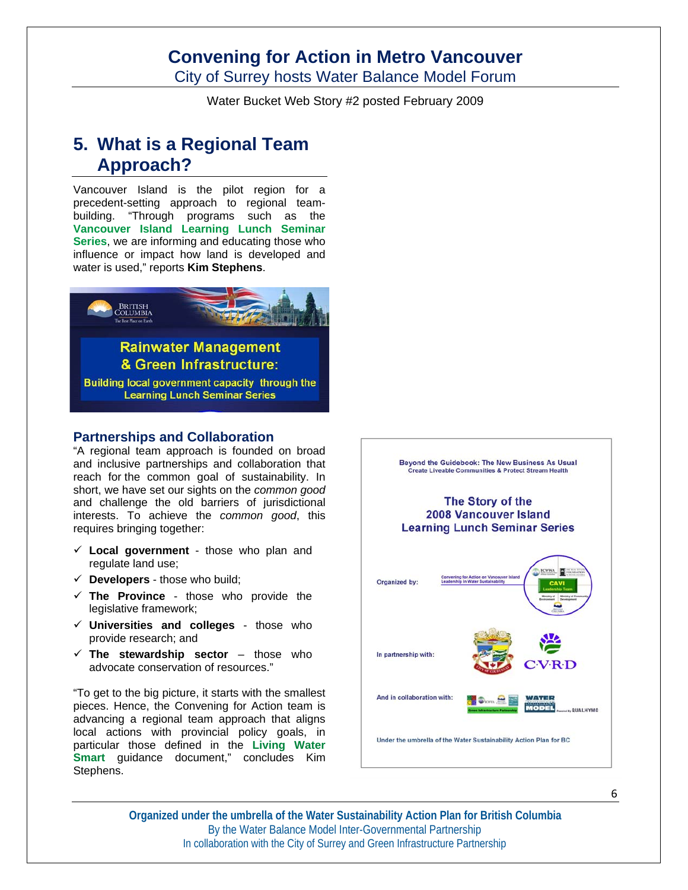# Convening for Action in Metro Vancouver

City of Surrey hosts Water Balance Model Forum

Water Bucket Web Story #2 posted February 2009

## 5. What is a Regional Team Approach?

Vancouver Island is the pilot region for a precedent-setting approach to regional team-building. "Through programs such as the **Vancouver Island Learning Lunch Seminar Series**, we are informing and educating those who influence or impact how land is developed and water is used," reports **Kim Stephens**.

### Partnerships and Collaboration

"A regional team approach is founded on broad and inclusive partnerships and collaboration that reach for the common goal of sustainability. In short, we have set our sights on the *common good* and challenge the old barriers of jurisdictional interests. To achieve the *common good*, this requires bringing together:

- ✓ **Local government** - those who plan and regulate land use;
- ✓ **Developers** - those who build;
- ✓ **The Province** - those who provide the legislative framework;
- ✓ **Universities and colleges** - those who provide research; and
- ✓ **The stewardship sector** – those who advocate conservation of resources."

"To get to the big picture, it starts with the smallest pieces. Hence, the Convening for Action team is advancing a regional team approach that aligns local actions with provincial policy goals, in particular those defined in the **Living Water Smart** guidance document," concludes Kim Stephens.

Organized under the umbrella of the Water Sustainability Action Plan for British Columbia
By the Water Balance Model Inter-Governmental Partnership
In collaboration with the City of Surrey and Green Infrastructure Partnership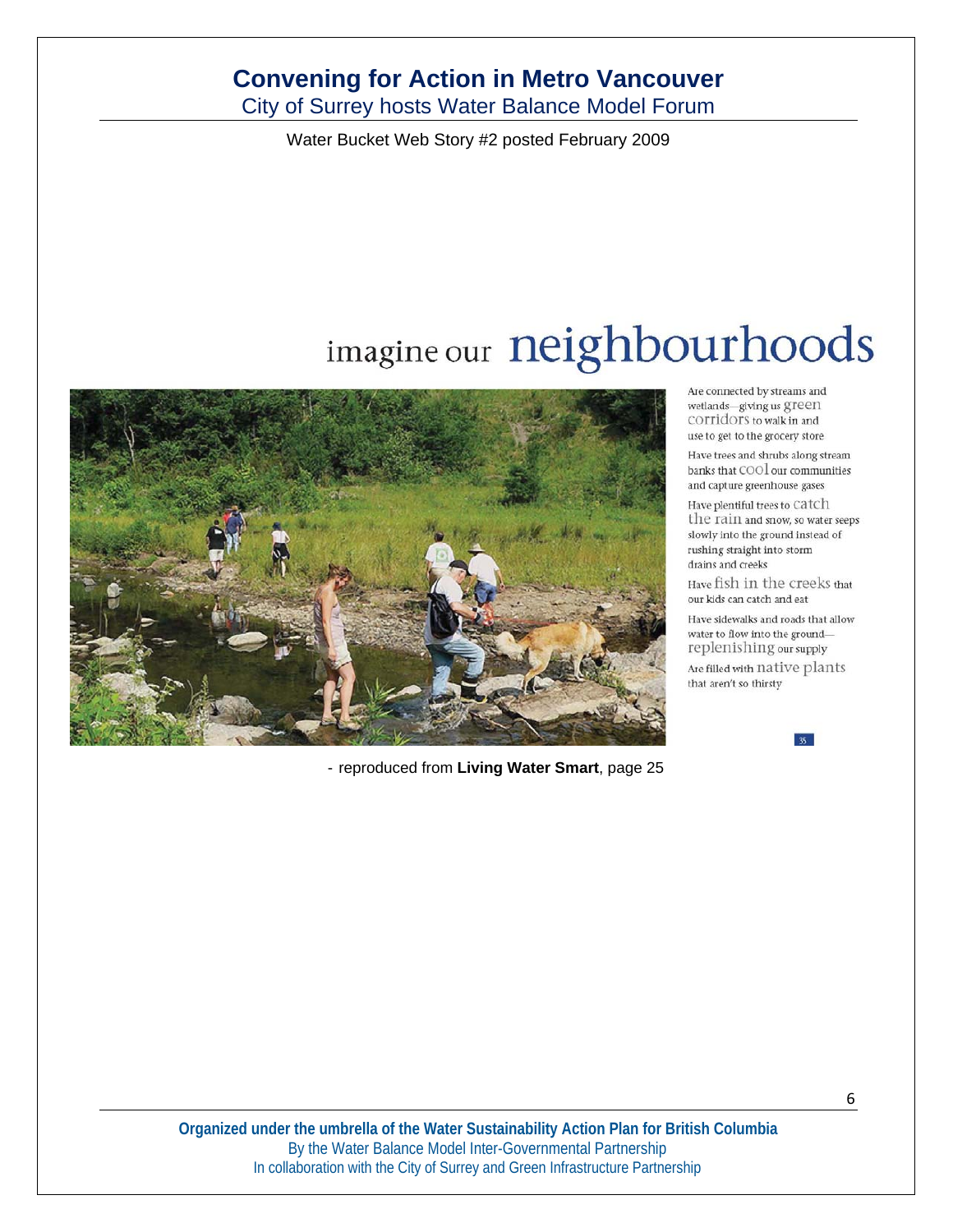# Convening for Action in Metro Vancouver

City of Surrey hosts Water Balance Model Forum

Water Bucket Web Story #2 posted February 2009

imagine our neighbourhoods

Are connected by streams and wetlands—giving us green corridors to walk in and use to get to the grocery store

Have trees and shrubs along stream banks that cool our communities and capture greenhouse gases

Have plentiful trees to catch the rain and snow, so water seeps slowly into the ground instead of rushing straight into storm drains and creeks

Have fish in the creeks that our kids can catch and eat

Have sidewalks and roads that allow water to flow into the ground—replenishing our supply

Are filled with native plants that aren't so thirsty

35

- reproduced from **Living Water Smart**, page 25

**Organized under the umbrella of the Water Sustainability Action Plan for British Columbia**
By the Water Balance Model Inter-Governmental Partnership
In collaboration with the City of Surrey and Green Infrastructure Partnership